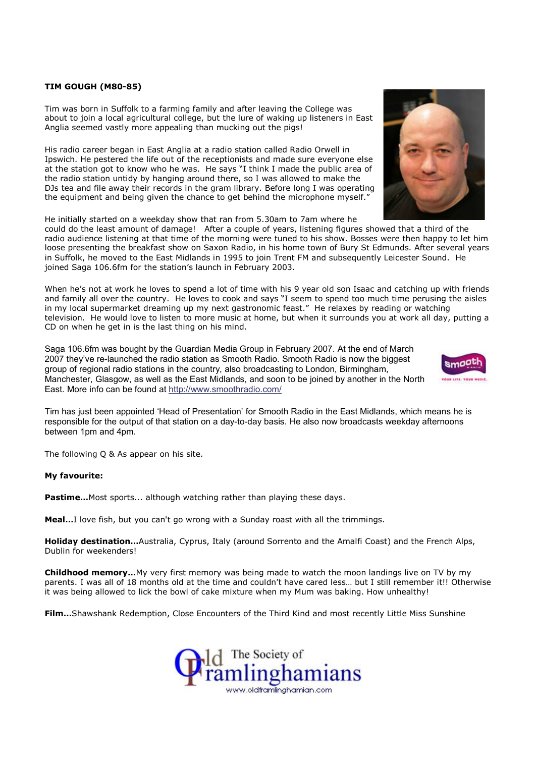**TIM GOUGH (M80-85)**

Tim was born in Suffolk to a farming family and after leaving the College was about to join a local agricultural college, but the lure of waking up listeners in East Anglia seemed vastly more appealing than mucking out the pigs!

His radio career began in East Anglia at a radio station called Radio Orwell in Ipswich. He pestered the life out of the receptionists and made sure everyone else at the station got to know who he was. He says "I think I made the public area of the radio station untidy by hanging around there, so I was allowed to make the DJs tea and file away their records in the gram library. Before long I was operating the equipment and being given the chance to get behind the microphone myself."

He initially started on a weekday show that ran from 5.30am to 7am where he could do the least amount of damage! After a couple of years, listening figures showed that a third of the radio audience listening at that time of the morning were tuned to his show. Bosses were then happy to let him loose presenting the breakfast show on Saxon Radio, in his home town of Bury St Edmunds. After several years in Suffolk, he moved to the East Midlands in 1995 to join Trent FM and subsequently Leicester Sound. He joined Saga 106.6fm for the station's launch in February 2003.

When he's not at work he loves to spend a lot of time with his 9 year old son Isaac and catching up with friends and family all over the country. He loves to cook and says "I seem to spend too much time perusing the aisles in my local supermarket dreaming up my next gastronomic feast." He relaxes by reading or watching television. He would love to listen to more music at home, but when it surrounds you at work all day, putting a CD on when he get in is the last thing on his mind.

Saga 106.6fm was bought by the Guardian Media Group in February 2007. At the end of March 2007 they've re-launched the radio station as Smooth Radio. Smooth Radio is now the biggest group of regional radio stations in the country, also broadcasting to London, Birmingham, Manchester, Glasgow, as well as the East Midlands, and soon to be joined by another in the North East. More info can be found at http://www.smoothradio.com/

Tim has just been appointed 'Head of Presentation' for Smooth Radio in the East Midlands, which means he is responsible for the output of that station on a day-to-day basis. He also now broadcasts weekday afternoons between 1pm and 4pm.

The following Q & As appear on his site.

**My favourite:**

**Pastime...**Most sports... although watching rather than playing these days.

**Meal...**I love fish, but you can't go wrong with a Sunday roast with all the trimmings.

**Holiday destination...**Australia, Cyprus, Italy (around Sorrento and the Amalfi Coast) and the French Alps, Dublin for weekenders!

**Childhood memory...**My very first memory was being made to watch the moon landings live on TV by my parents. I was all of 18 months old at the time and couldn't have cared less… but I still remember it!! Otherwise it was being allowed to lick the bowl of cake mixture when my Mum was baking. How unhealthy!

**Film...**Shawshank Redemption, Close Encounters of the Third Kind and most recently Little Miss Sunshine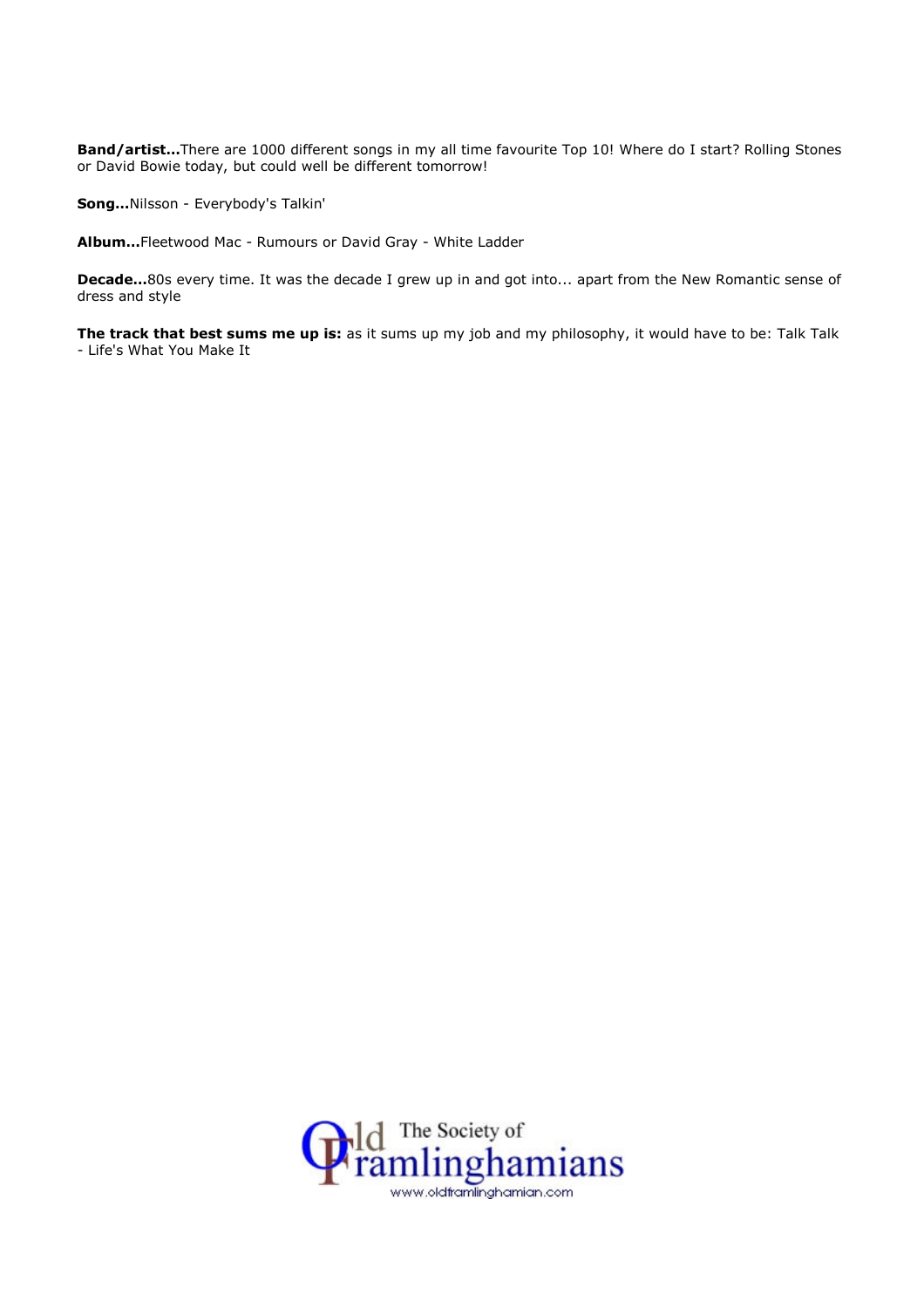**Band/artist...**There are 1000 different songs in my all time favourite Top 10! Where do I start? Rolling Stones or David Bowie today, but could well be different tomorrow!

**Song...**Nilsson - Everybody's Talkin'

**Album...**Fleetwood Mac - Rumours or David Gray - White Ladder

**Decade...**80s every time. It was the decade I grew up in and got into... apart from the New Romantic sense of dress and style

**The track that best sums me up is:** as it sums up my job and my philosophy, it would have to be: Talk Talk - Life's What You Make It

Old Framlinghamians The Society of
www.oldframlinghamian.com